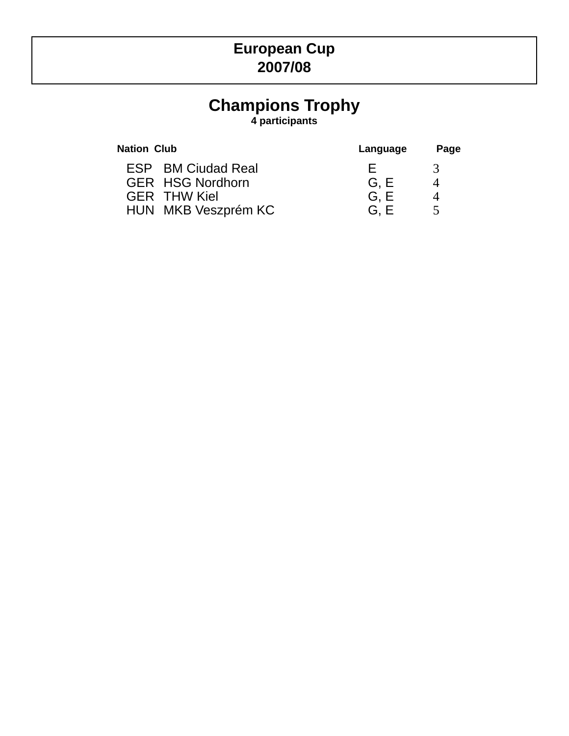# European Cup
# 2007/08

## Champions Trophy

**4 participants**

| Nation | Club | Language | Page |
|---|---|---|---|
| ESP | BM Ciudad Real | E | 3 |
| GER | HSG Nordhorn | G, E | 4 |
| GER | THW Kiel | G, E | 4 |
| HUN | MKB Veszprém KC | G, E | 5 |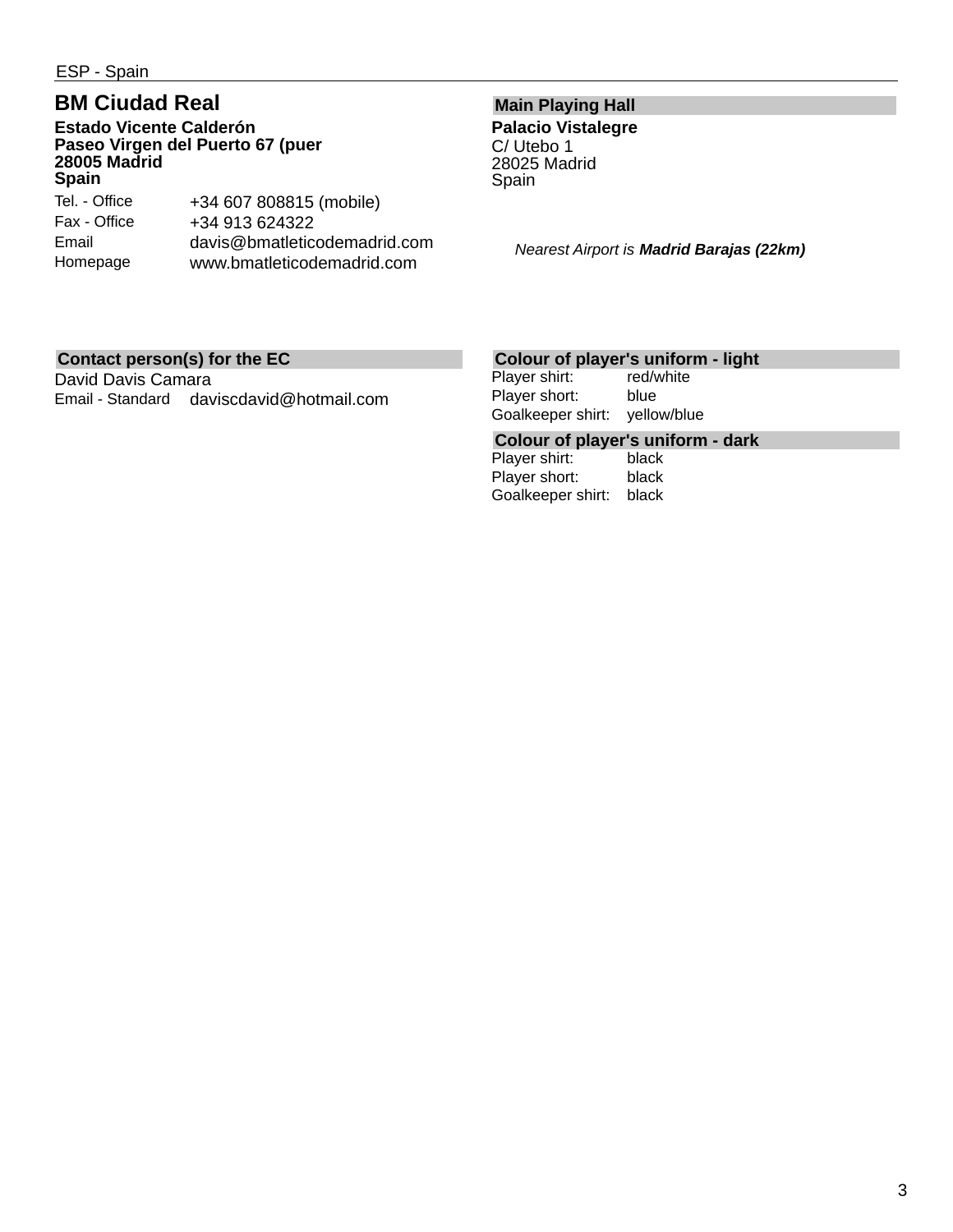ESP - Spain

## BM Ciudad Real

**Estado Vicente Calderón**
**Paseo Virgen del Puerto 67 (puer**
**28005 Madrid**
**Spain**

| | |
|---|---|
| Tel. - Office | +34 607 808815 (mobile) |
| Fax - Office | +34 913 624322 |
| Email | davis@bmatleticodemadrid.com |
| Homepage | www.bmatleticodemadrid.com |

### Main Playing Hall

**Palacio Vistalegre**
C/ Utebo 1
28025 Madrid
Spain

*Nearest Airport is **Madrid Barajas (22km)***

### Contact person(s) for the EC

David Davis Camara

| | |
|---|---|
| Email - Standard | daviscdavid@hotmail.com |

### Colour of player's uniform - light

| | |
|---|---|
| Player shirt: | red/white |
| Player short: | blue |
| Goalkeeper shirt: | yellow/blue |

### Colour of player's uniform - dark

| | |
|---|---|
| Player shirt: | black |
| Player short: | black |
| Goalkeeper shirt: | black |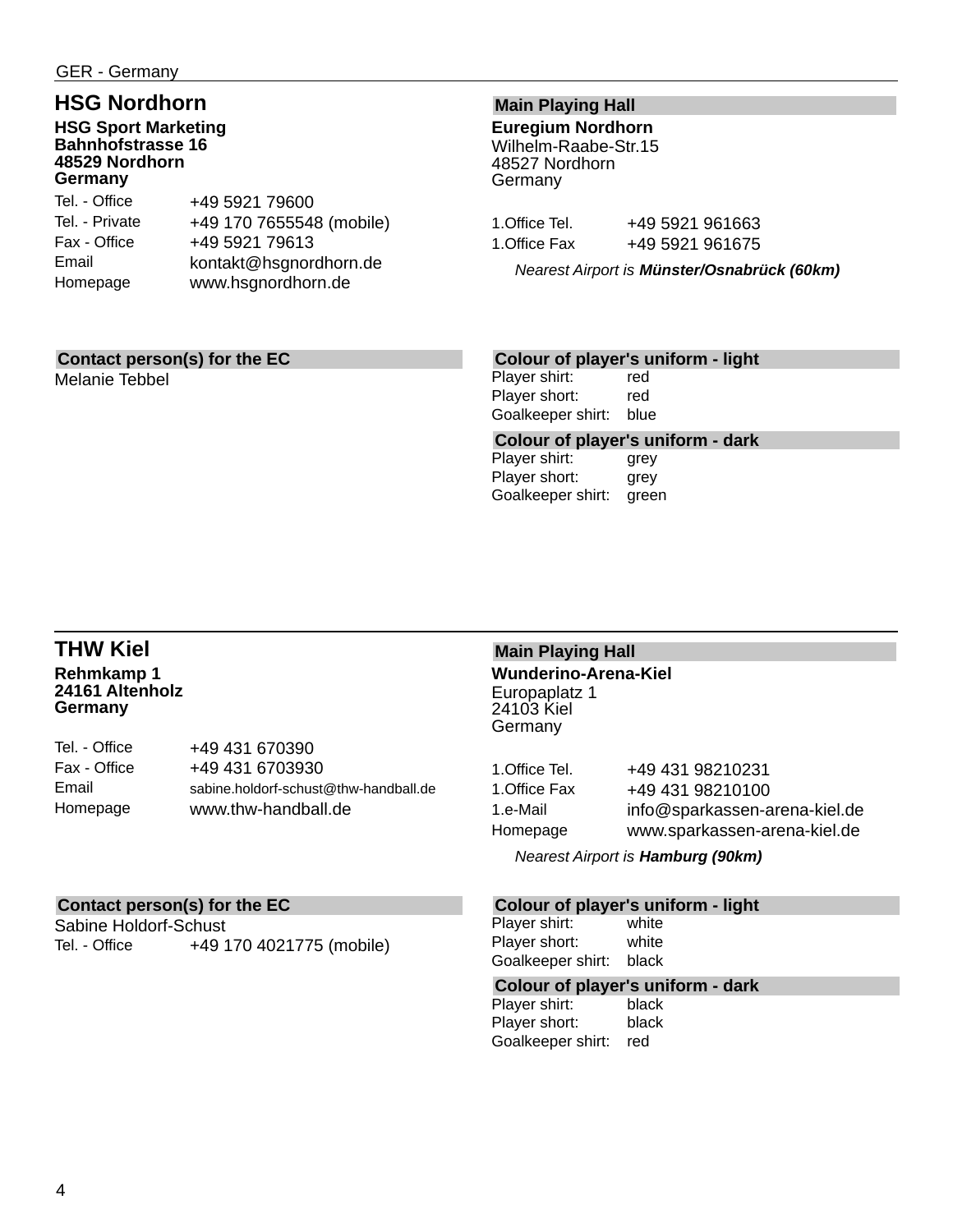GER - Germany

## HSG Nordhorn

**HSG Sport Marketing**
**Bahnhofstrasse 16**
**48529 Nordhorn**
**Germany**

| | |
|---|---|
| Tel. - Office | +49 5921 79600 |
| Tel. - Private | +49 170 7655548 (mobile) |
| Fax - Office | +49 5921 79613 |
| Email | kontakt@hsgnordhorn.de |
| Homepage | www.hsgnordhorn.de |

### Main Playing Hall

**Euregium Nordhorn**
Wilhelm-Raabe-Str.15
48527 Nordhorn
Germany

| | |
|---|---|
| 1.Office Tel. | +49 5921 961663 |
| 1.Office Fax | +49 5921 961675 |

*Nearest Airport is **Münster/Osnabrück (60km)***

### Contact person(s) for the EC

Melanie Tebbel

### Colour of player's uniform - light

| | |
|---|---|
| Player shirt: | red |
| Player short: | red |
| Goalkeeper shirt: | blue |

### Colour of player's uniform - dark

| | |
|---|---|
| Player shirt: | grey |
| Player short: | grey |
| Goalkeeper shirt: | green |

## THW Kiel

**Rehmkamp 1**
**24161 Altenholz**
**Germany**

| | |
|---|---|
| Tel. - Office | +49 431 670390 |
| Fax - Office | +49 431 6703930 |
| Email | sabine.holdorf-schust@thw-handball.de |
| Homepage | www.thw-handball.de |

### Main Playing Hall

**Wunderino-Arena-Kiel**
Europaplatz 1
24103 Kiel
Germany

| | |
|---|---|
| 1.Office Tel. | +49 431 98210231 |
| 1.Office Fax | +49 431 98210100 |
| 1.e-Mail | info@sparkassen-arena-kiel.de |
| Homepage | www.sparkassen-arena-kiel.de |

*Nearest Airport is **Hamburg (90km)***

### Contact person(s) for the EC

Sabine Holdorf-Schust

| | |
|---|---|
| Tel. - Office | +49 170 4021775 (mobile) |

### Colour of player's uniform - light

| | |
|---|---|
| Player shirt: | white |
| Player short: | white |
| Goalkeeper shirt: | black |

### Colour of player's uniform - dark

| | |
|---|---|
| Player shirt: | black |
| Player short: | black |
| Goalkeeper shirt: | red |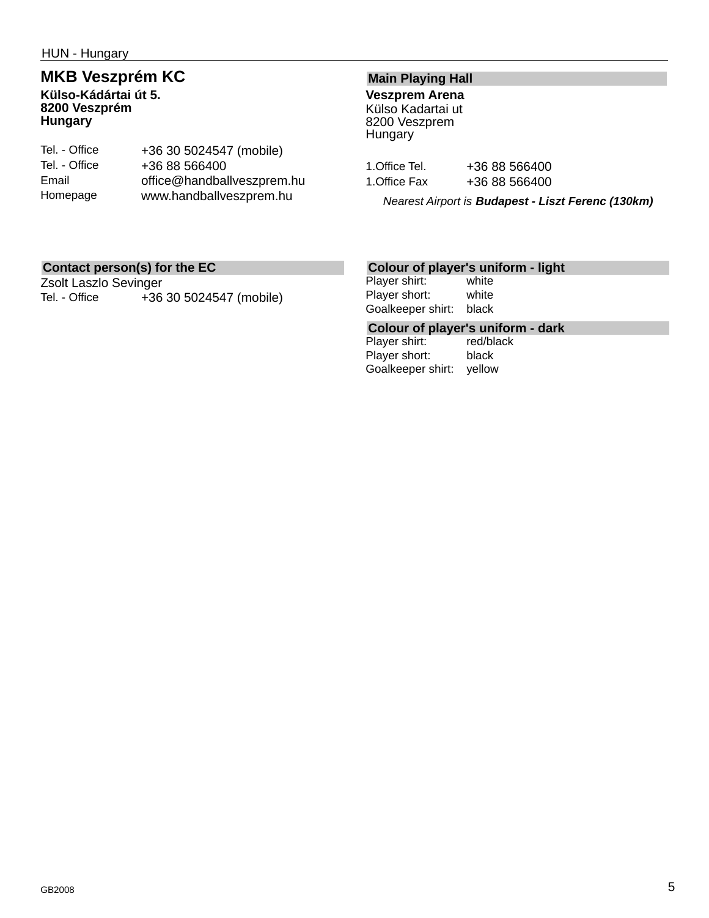HUN - Hungary

## MKB Veszprém KC

**Külso-Kádártai út 5.**
**8200 Veszprém**
**Hungary**

| | |
|---|---|
| Tel. - Office | +36 30 5024547 (mobile) |
| Tel. - Office | +36 88 566400 |
| Email | office@handballveszprem.hu |
| Homepage | www.handballveszprem.hu |

### Main Playing Hall

**Veszprem Arena**
Külso Kadartai ut
8200 Veszprem
Hungary

| | |
|---|---|
| 1.Office Tel. | +36 88 566400 |
| 1.Office Fax | +36 88 566400 |

*Nearest Airport is **Budapest - Liszt Ferenc (130km)***

### Contact person(s) for the EC

Zsolt Laszlo Sevinger

| | |
|---|---|
| Tel. - Office | +36 30 5024547 (mobile) |

### Colour of player's uniform - light

| | |
|---|---|
| Player shirt: | white |
| Player short: | white |
| Goalkeeper shirt: | black |

### Colour of player's uniform - dark

| | |
|---|---|
| Player shirt: | red/black |
| Player short: | black |
| Goalkeeper shirt: | yellow |

GB2008